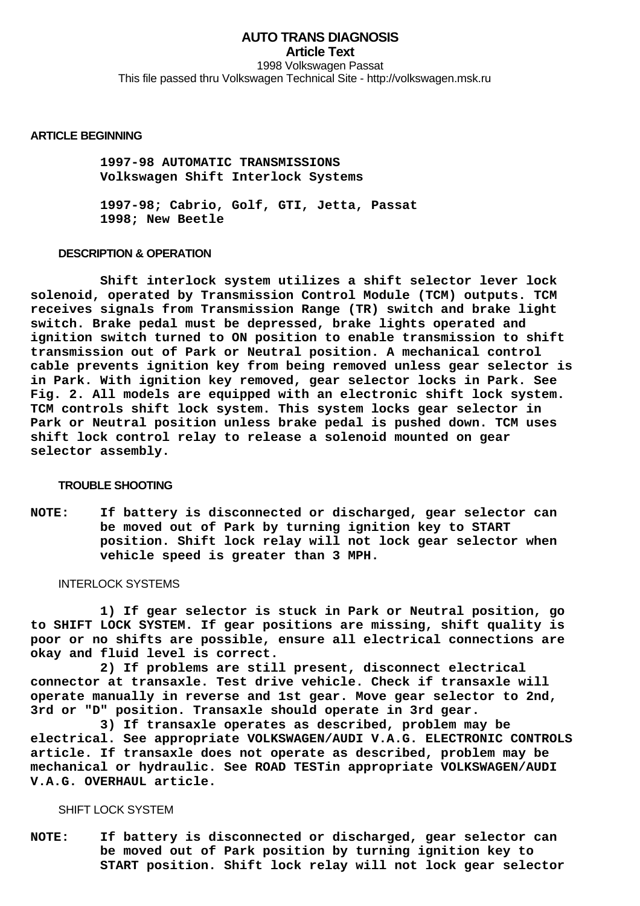# AUTO TRANS DIAGNOSIS

**Article Text**

1998 Volkswagen Passat

This file passed thru Volkswagen Technical Site - http://volkswagen.msk.ru

## ARTICLE BEGINNING

**1997-98 AUTOMATIC TRANSMISSIONS**
**Volkswagen Shift Interlock Systems**

**1997-98; Cabrio, Golf, GTI, Jetta, Passat**
**1998; New Beetle**

### DESCRIPTION & OPERATION

Shift interlock system utilizes a shift selector lever lock solenoid, operated by Transmission Control Module (TCM) outputs. TCM receives signals from Transmission Range (TR) switch and brake light switch. Brake pedal must be depressed, brake lights operated and ignition switch turned to ON position to enable transmission to shift transmission out of Park or Neutral position. A mechanical control cable prevents ignition key from being removed unless gear selector is in Park. With ignition key removed, gear selector locks in Park. See Fig. 2. All models are equipped with an electronic shift lock system. TCM controls shift lock system. This system locks gear selector in Park or Neutral position unless brake pedal is pushed down. TCM uses shift lock control relay to release a solenoid mounted on gear selector assembly.

### TROUBLE SHOOTING

**NOTE:** If battery is disconnected or discharged, gear selector can be moved out of Park by turning ignition key to START position. Shift lock relay will not lock gear selector when vehicle speed is greater than 3 MPH.

#### INTERLOCK SYSTEMS

1) If gear selector is stuck in Park or Neutral position, go to SHIFT LOCK SYSTEM. If gear positions are missing, shift quality is poor or no shifts are possible, ensure all electrical connections are okay and fluid level is correct.

2) If problems are still present, disconnect electrical connector at transaxle. Test drive vehicle. Check if transaxle will operate manually in reverse and 1st gear. Move gear selector to 2nd, 3rd or "D" position. Transaxle should operate in 3rd gear.

3) If transaxle operates as described, problem may be electrical. See appropriate VOLKSWAGEN/AUDI V.A.G. ELECTRONIC CONTROLS article. If transaxle does not operate as described, problem may be mechanical or hydraulic. See **ROAD TEST**in appropriate VOLKSWAGEN/AUDI V.A.G. OVERHAUL article.

#### SHIFT LOCK SYSTEM

**NOTE:** If battery is disconnected or discharged, gear selector can be moved out of Park position by turning ignition key to START position. Shift lock relay will not lock gear selector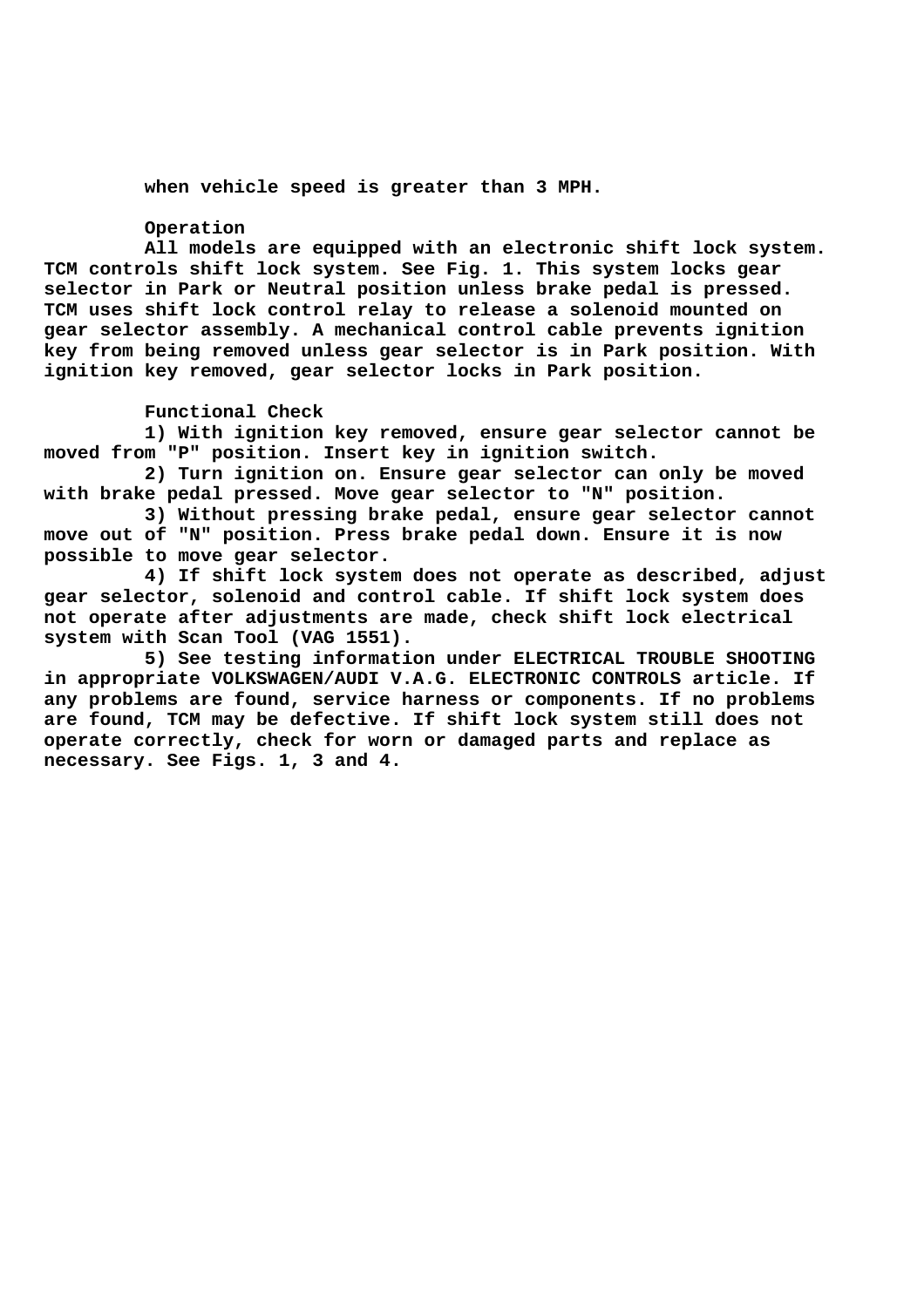when vehicle speed is greater than 3 MPH.

**Operation**

All models are equipped with an electronic shift lock system. TCM controls shift lock system. See Fig. 1. This system locks gear selector in Park or Neutral position unless brake pedal is pressed. TCM uses shift lock control relay to release a solenoid mounted on gear selector assembly. A mechanical control cable prevents ignition key from being removed unless gear selector is in Park position. With ignition key removed, gear selector locks in Park position.

**Functional Check**

1) With ignition key removed, ensure gear selector cannot be moved from "P" position. Insert key in ignition switch.

2) Turn ignition on. Ensure gear selector can only be moved with brake pedal pressed. Move gear selector to "N" position.

3) Without pressing brake pedal, ensure gear selector cannot move out of "N" position. Press brake pedal down. Ensure it is now possible to move gear selector.

4) If shift lock system does not operate as described, adjust gear selector, solenoid and control cable. If shift lock system does not operate after adjustments are made, check shift lock electrical system with Scan Tool (VAG 1551).

5) See testing information under ELECTRICAL TROUBLE SHOOTING in appropriate VOLKSWAGEN/AUDI V.A.G. ELECTRONIC CONTROLS article. If any problems are found, service harness or components. If no problems are found, TCM may be defective. If shift lock system still does not operate correctly, check for worn or damaged parts and replace as necessary. See Figs. 1, 3 and 4.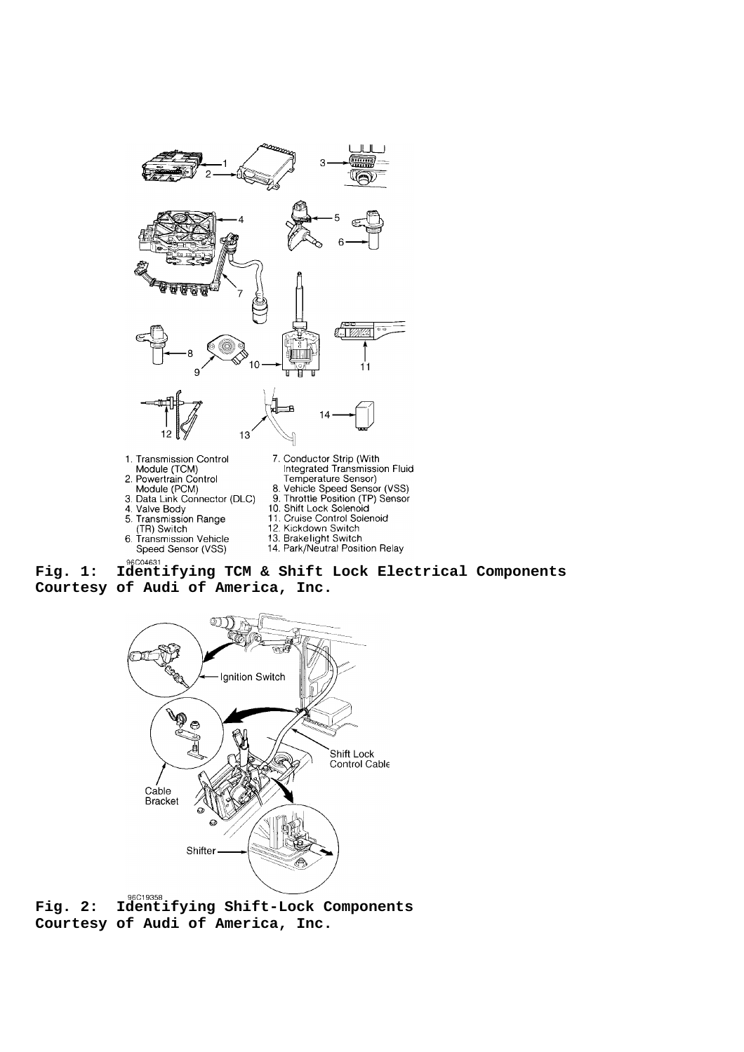1. Transmission Control Module (TCM)
2. Powertrain Control Module (PCM)
3. Data Link Connector (DLC)
4. Valve Body
5. Transmission Range (TR) Switch
6. Transmission Vehicle Speed Sensor (VSS)
7. Conductor Strip (With Integrated Transmission Fluid Temperature Sensor)
8. Vehicle Speed Sensor (VSS)
9. Throttle Position (TP) Sensor
10. Shift Lock Solenoid
11. Cruise Control Solenoid
12. Kickdown Switch
13. Brakelight Switch
14. Park/Neutral Position Relay

96C04631

**Fig. 1: Identifying TCM & Shift Lock Electrical Components**
**Courtesy of Audi of America, Inc.**

Ignition Switch

Shift Lock Control Cable

Cable Bracket

Shifter

96C19358

**Fig. 2: Identifying Shift-Lock Components**
**Courtesy of Audi of America, Inc.**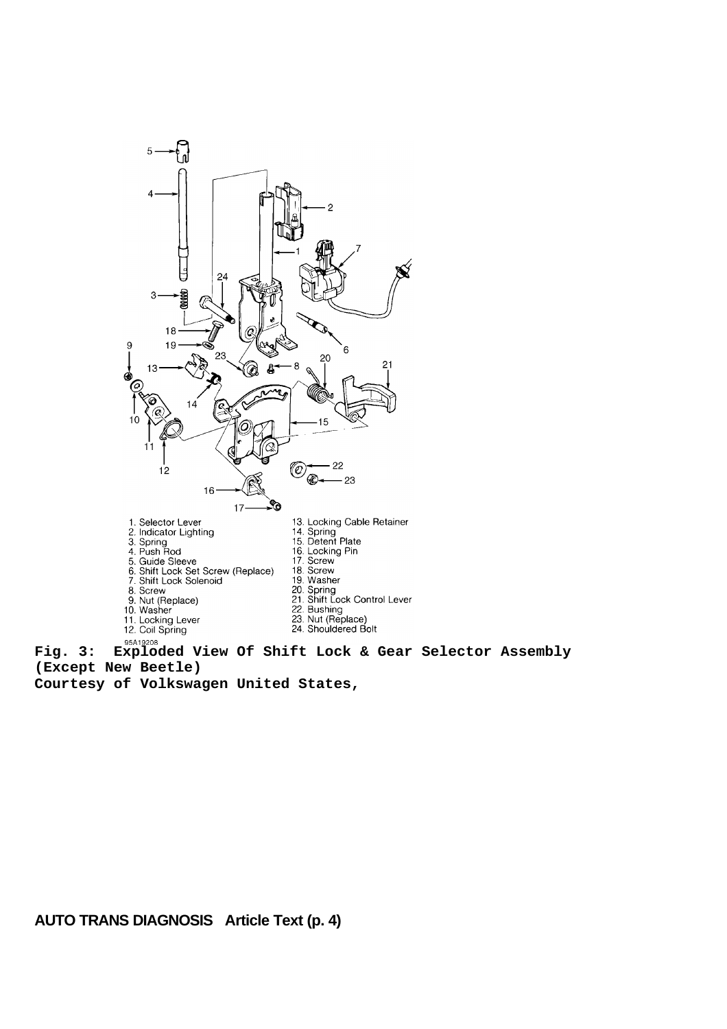1. Selector Lever
2. Indicator Lighting
3. Spring
4. Push Rod
5. Guide Sleeve
6. Shift Lock Set Screw (Replace)
7. Shift Lock Solenoid
8. Screw
9. Nut (Replace)
10. Washer
11. Locking Lever
12. Coil Spring
13. Locking Cable Retainer
14. Spring
15. Detent Plate
16. Locking Pin
17. Screw
18. Screw
19. Washer
20. Spring
21. Shift Lock Control Lever
22. Bushing
23. Nut (Replace)
24. Shouldered Bolt

95A19208

**Fig. 3: Exploded View Of Shift Lock & Gear Selector Assembly (Except New Beetle)**
**Courtesy of Volkswagen United States,**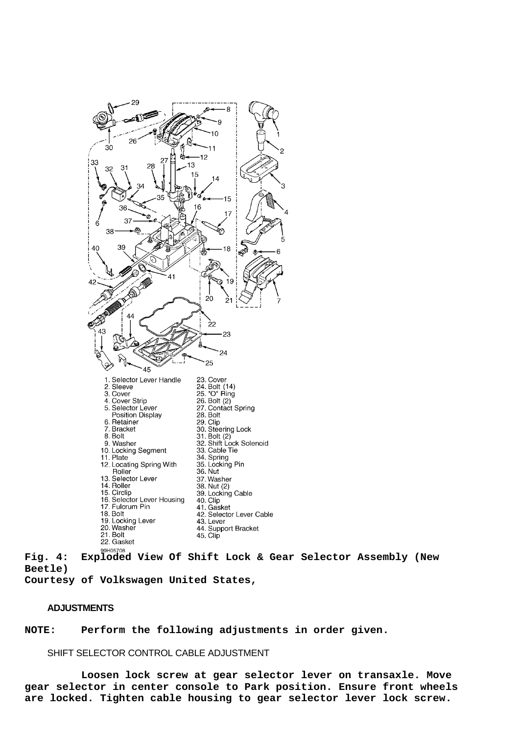1. Selector Lever Handle
2. Sleeve
3. Cover
4. Cover Strip
5. Selector Lever Position Display
6. Retainer
7. Bracket
8. Bolt
9. Washer
10. Locking Segment
11. Plate
12. Locating Spring With Roller
13. Selector Lever
14. Roller
15. Circlip
16. Selector Lever Housing
17. Fulcrum Pin
18. Bolt
19. Locking Lever
20. Washer
21. Bolt
22. Gasket
23. Cover
24. Bolt (14)
25. "O" Ring
26. Bolt (2)
27. Contact Spring
28. Bolt
29. Clip
30. Steering Lock
31. Bolt (2)
32. Shift Lock Solenoid
33. Cable Tie
34. Spring
35. Locking Pin
36. Nut
37. Washer
38. Nut (2)
39. Locking Cable
40. Clip
41. Gasket
42. Selector Lever Cable
43. Lever
44. Support Bracket
45. Clip

99H05708

**Fig. 4: Exploded View Of Shift Lock & Gear Selector Assembly (New Beetle)**
**Courtesy of Volkswagen United States,**

## ADJUSTMENTS

**NOTE: Perform the following adjustments in order given.**

### SHIFT SELECTOR CONTROL CABLE ADJUSTMENT

**Loosen lock screw at gear selector lever on transaxle. Move gear selector in center console to Park position. Ensure front wheels are locked. Tighten cable housing to gear selector lever lock screw.**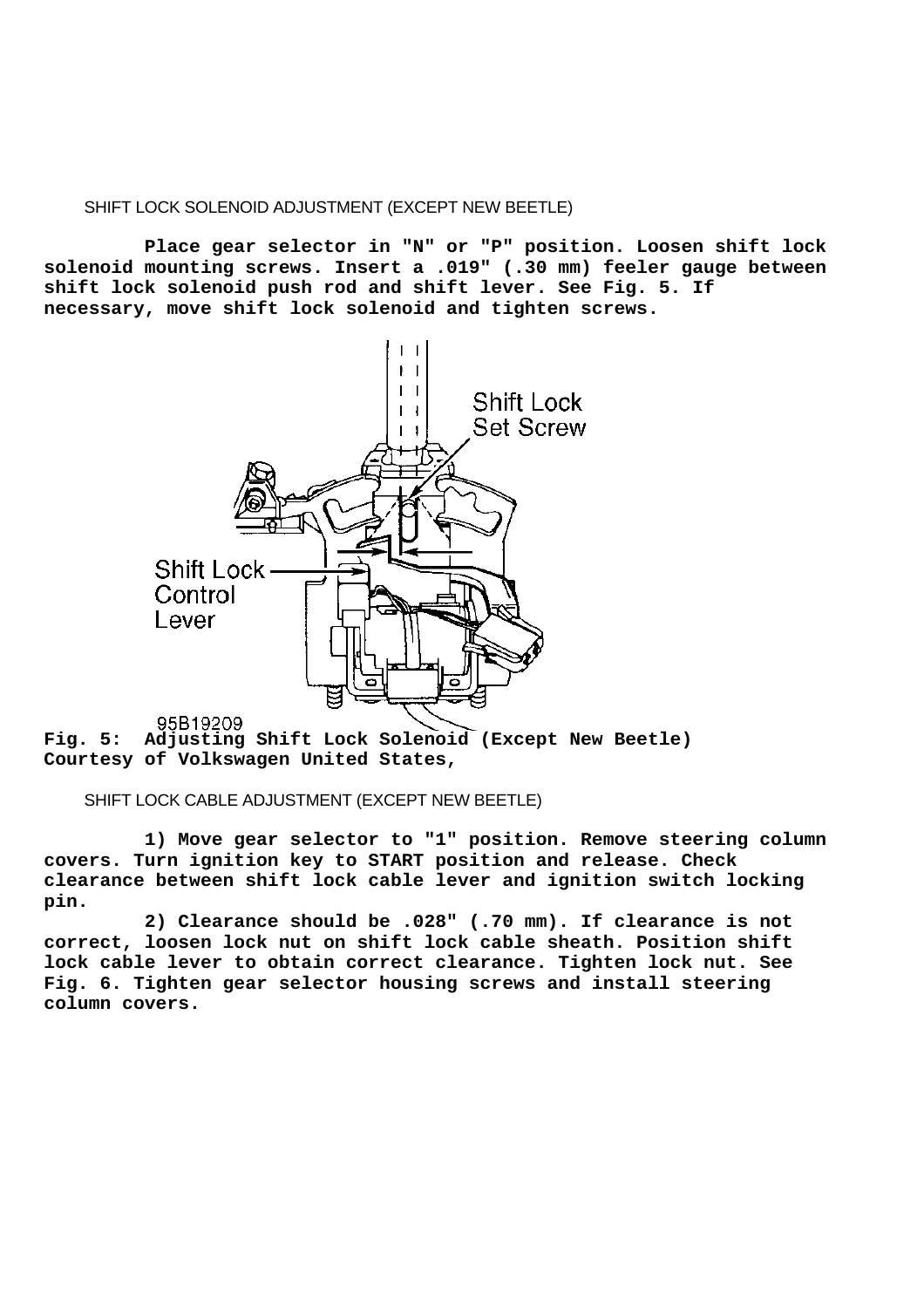SHIFT LOCK SOLENOID ADJUSTMENT (EXCEPT NEW BEETLE)

**Place gear selector in "N" or "P" position. Loosen shift lock solenoid mounting screws. Insert a .019" (.30 mm) feeler gauge between shift lock solenoid push rod and shift lever. See Fig. 5. If necessary, move shift lock solenoid and tighten screws.**

**Fig. 5: Adjusting Shift Lock Solenoid (Except New Beetle)**
**Courtesy of Volkswagen United States,**

SHIFT LOCK CABLE ADJUSTMENT (EXCEPT NEW BEETLE)

**1) Move gear selector to "1" position. Remove steering column covers. Turn ignition key to START position and release. Check clearance between shift lock cable lever and ignition switch locking pin.**

**2) Clearance should be .028" (.70 mm). If clearance is not correct, loosen lock nut on shift lock cable sheath. Position shift lock cable lever to obtain correct clearance. Tighten lock nut. See Fig. 6. Tighten gear selector housing screws and install steering column covers.**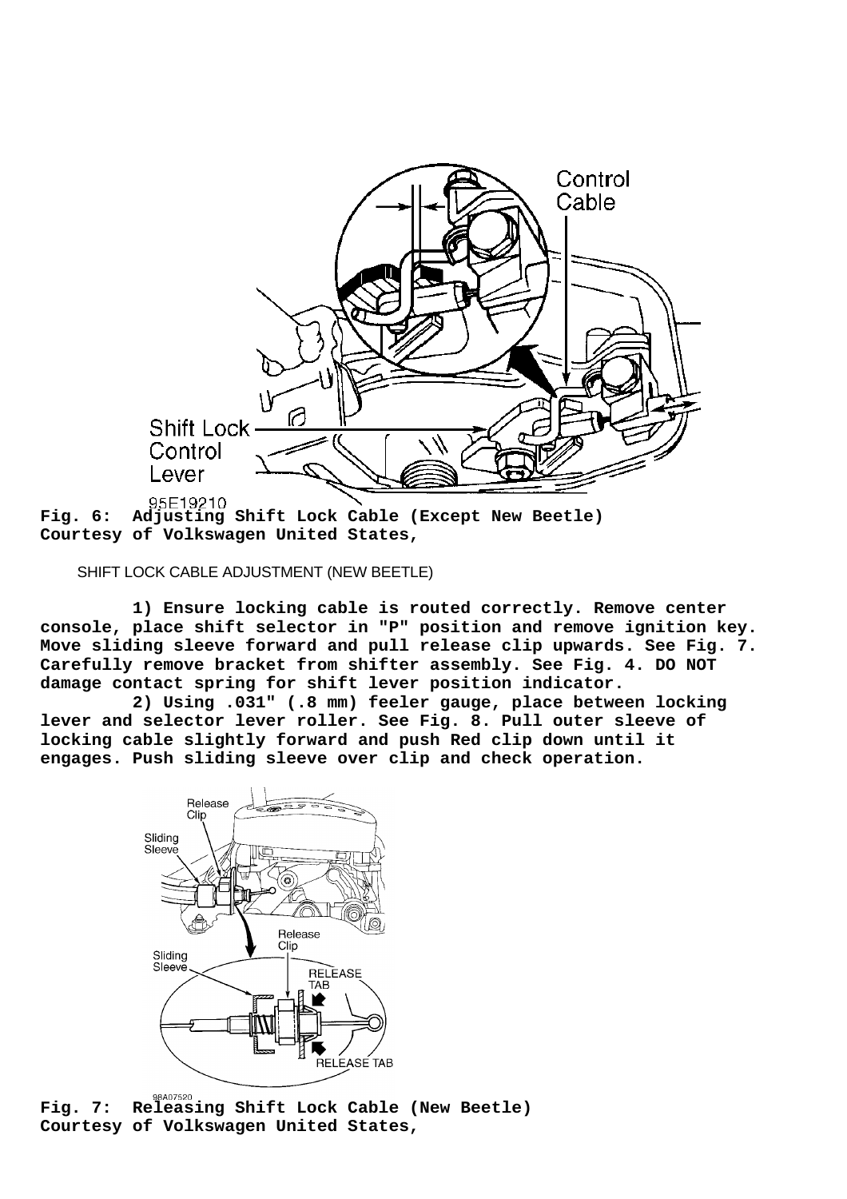Fig. 6: Adjusting Shift Lock Cable (Except New Beetle)
Courtesy of Volkswagen United States,

SHIFT LOCK CABLE ADJUSTMENT (NEW BEETLE)

1) Ensure locking cable is routed correctly. Remove center console, place shift selector in "P" position and remove ignition key. Move sliding sleeve forward and pull release clip upwards. See Fig. 7. Carefully remove bracket from shifter assembly. See Fig. 4. DO NOT damage contact spring for shift lever position indicator.

2) Using .031" (.8 mm) feeler gauge, place between locking lever and selector lever roller. See Fig. 8. Pull outer sleeve of locking cable slightly forward and push Red clip down until it engages. Push sliding sleeve over clip and check operation.

Fig. 7: Releasing Shift Lock Cable (New Beetle)
Courtesy of Volkswagen United States,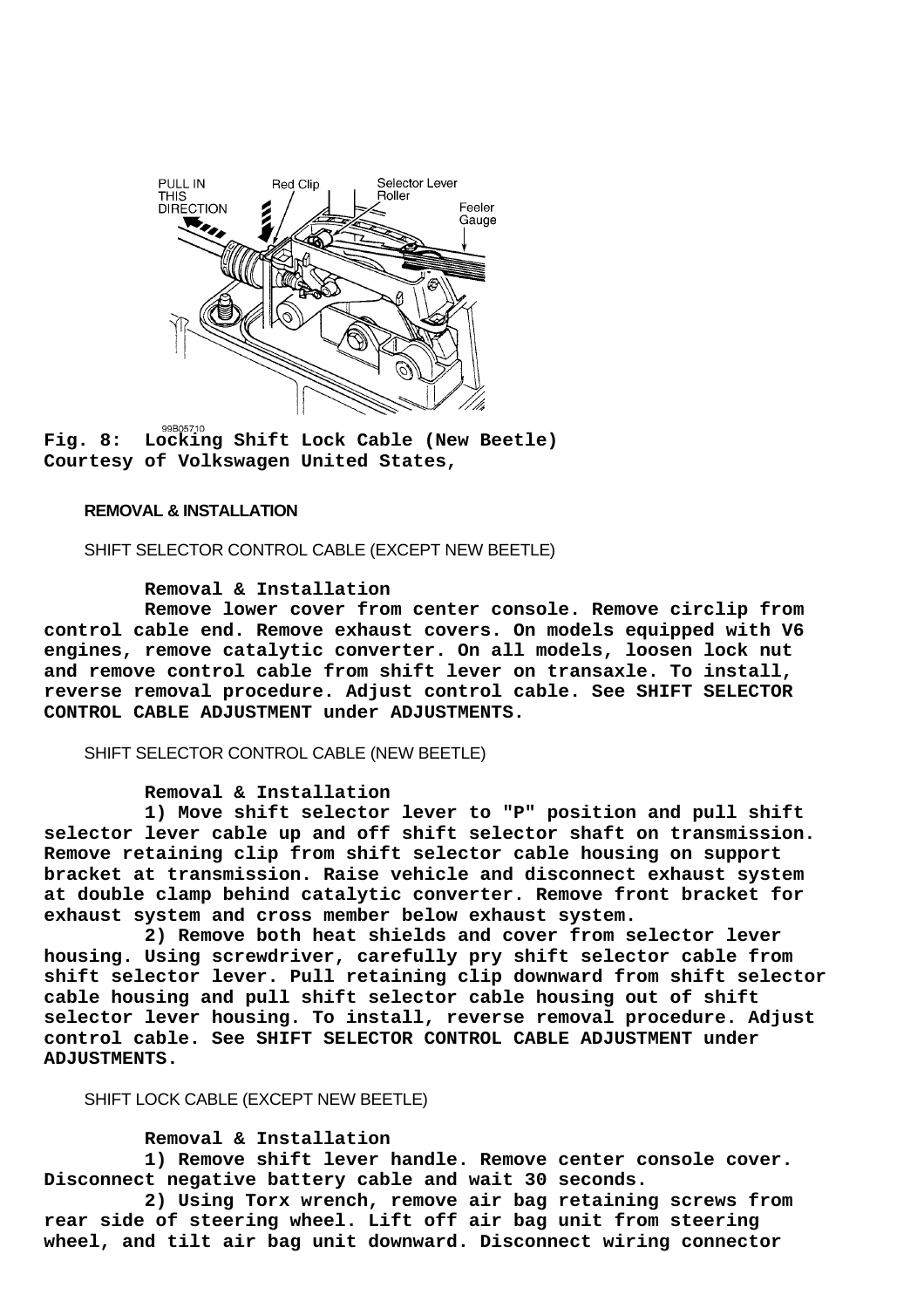**Fig. 8: Locking Shift Lock Cable (New Beetle)**
**Courtesy of Volkswagen United States,**

## REMOVAL & INSTALLATION

### SHIFT SELECTOR CONTROL CABLE (EXCEPT NEW BEETLE)

**Removal & Installation**

**Remove lower cover from center console. Remove circlip from control cable end. Remove exhaust covers. On models equipped with V6 engines, remove catalytic converter. On all models, loosen lock nut and remove control cable from shift lever on transaxle. To install, reverse removal procedure. Adjust control cable. See SHIFT SELECTOR CONTROL CABLE ADJUSTMENT under ADJUSTMENTS.**

### SHIFT SELECTOR CONTROL CABLE (NEW BEETLE)

**Removal & Installation**

**1) Move shift selector lever to "P" position and pull shift selector lever cable up and off shift selector shaft on transmission. Remove retaining clip from shift selector cable housing on support bracket at transmission. Raise vehicle and disconnect exhaust system at double clamp behind catalytic converter. Remove front bracket for exhaust system and cross member below exhaust system.**

**2) Remove both heat shields and cover from selector lever housing. Using screwdriver, carefully pry shift selector cable from shift selector lever. Pull retaining clip downward from shift selector cable housing and pull shift selector cable housing out of shift selector lever housing. To install, reverse removal procedure. Adjust control cable. See SHIFT SELECTOR CONTROL CABLE ADJUSTMENT under ADJUSTMENTS.**

### SHIFT LOCK CABLE (EXCEPT NEW BEETLE)

**Removal & Installation**

**1) Remove shift lever handle. Remove center console cover. Disconnect negative battery cable and wait 30 seconds.**

**2) Using Torx wrench, remove air bag retaining screws from rear side of steering wheel. Lift off air bag unit from steering wheel, and tilt air bag unit downward. Disconnect wiring connector**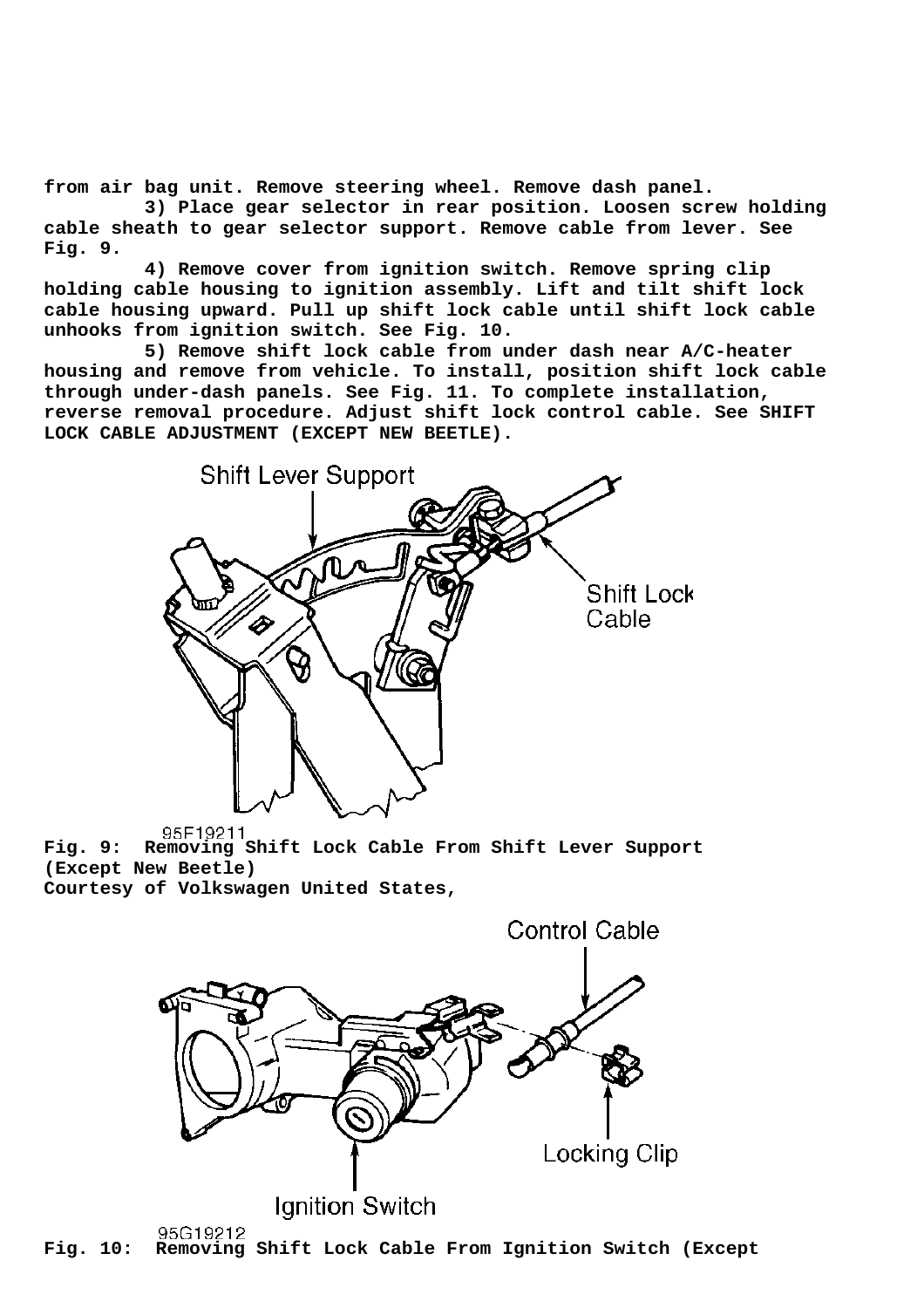from air bag unit. Remove steering wheel. Remove dash panel.

3) Place gear selector in rear position. Loosen screw holding cable sheath to gear selector support. Remove cable from lever. See Fig. 9.

4) Remove cover from ignition switch. Remove spring clip holding cable housing to ignition assembly. Lift and tilt shift lock cable housing upward. Pull up shift lock cable until shift lock cable unhooks from ignition switch. See Fig. 10.

5) Remove shift lock cable from under dash near A/C-heater housing and remove from vehicle. To install, position shift lock cable through under-dash panels. See Fig. 11. To complete installation, reverse removal procedure. Adjust shift lock control cable. See SHIFT LOCK CABLE ADJUSTMENT (EXCEPT NEW BEETLE).

**Fig. 9: Removing Shift Lock Cable From Shift Lever Support (Except New Beetle)**
**Courtesy of Volkswagen United States,**

**Fig. 10: Removing Shift Lock Cable From Ignition Switch (Except**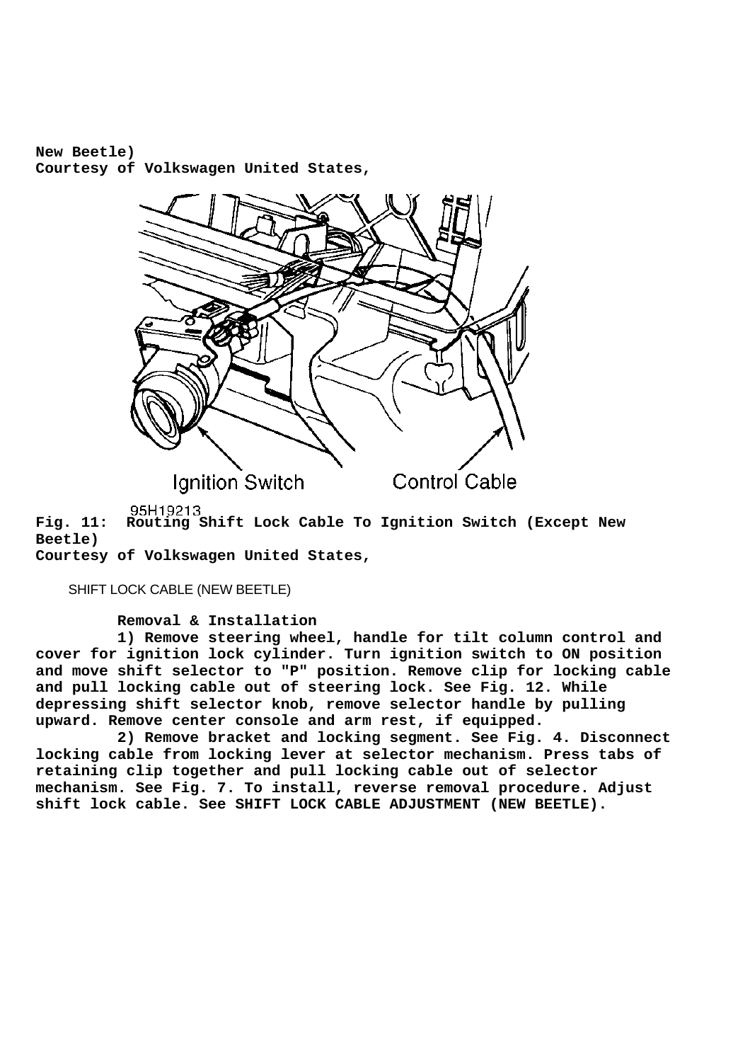**New Beetle)**
**Courtesy of Volkswagen United States,**

Ignition Switch    Control Cable

95H19213

**Fig. 11: Routing Shift Lock Cable To Ignition Switch (Except New Beetle)**
**Courtesy of Volkswagen United States,**

SHIFT LOCK CABLE (NEW BEETLE)

**Removal & Installation**

**1) Remove steering wheel, handle for tilt column control and cover for ignition lock cylinder. Turn ignition switch to ON position and move shift selector to "P" position. Remove clip for locking cable and pull locking cable out of steering lock. See Fig. 12. While depressing shift selector knob, remove selector handle by pulling upward. Remove center console and arm rest, if equipped.**

**2) Remove bracket and locking segment. See Fig. 4. Disconnect locking cable from locking lever at selector mechanism. Press tabs of retaining clip together and pull locking cable out of selector mechanism. See Fig. 7. To install, reverse removal procedure. Adjust shift lock cable. See SHIFT LOCK CABLE ADJUSTMENT (NEW BEETLE).**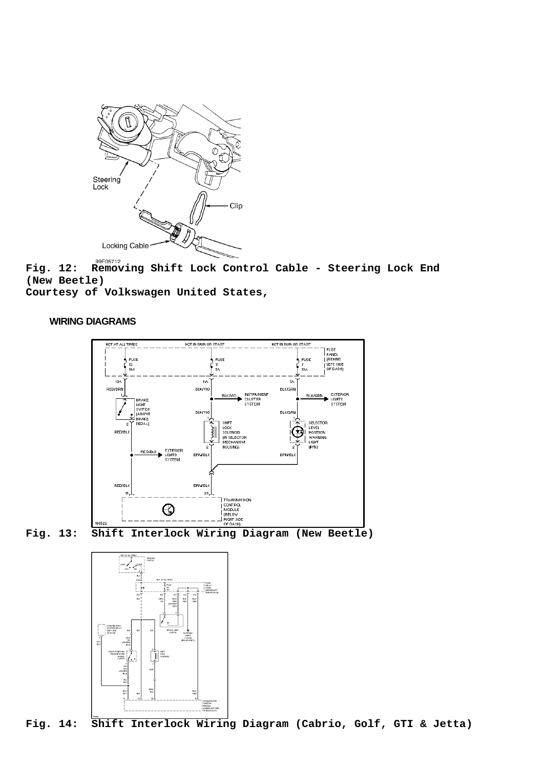**Fig. 12: Removing Shift Lock Control Cable - Steering Lock End (New Beetle)**
**Courtesy of Volkswagen United States,**

**WIRING DIAGRAMS**

**Fig. 13: Shift Interlock Wiring Diagram (New Beetle)**

**Fig. 14: Shift Interlock Wiring Diagram (Cabrio, Golf, GTI & Jetta)**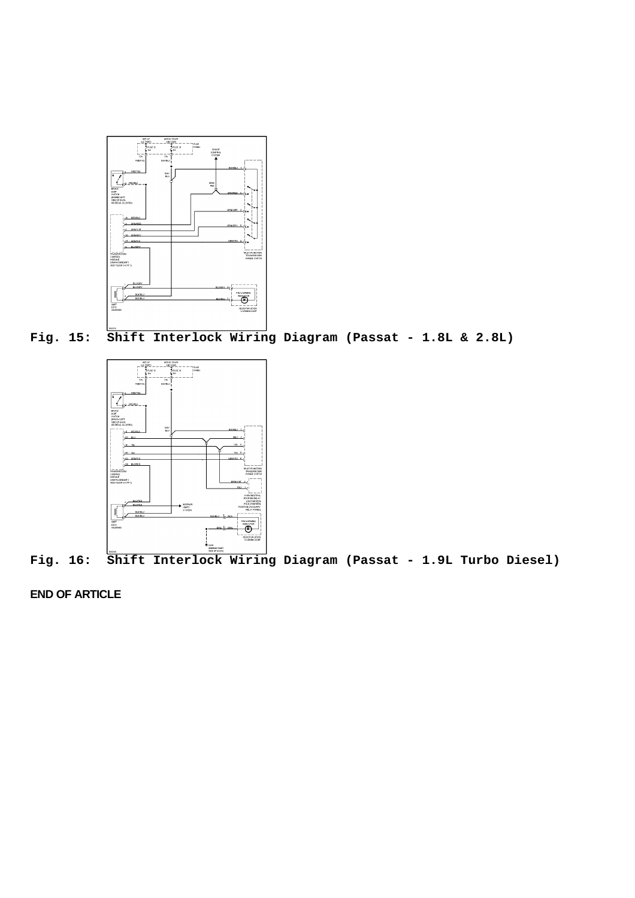Fig. 15: Shift Interlock Wiring Diagram (Passat - 1.8L & 2.8L)

Fig. 16: Shift Interlock Wiring Diagram (Passat - 1.9L Turbo Diesel)

**END OF ARTICLE**